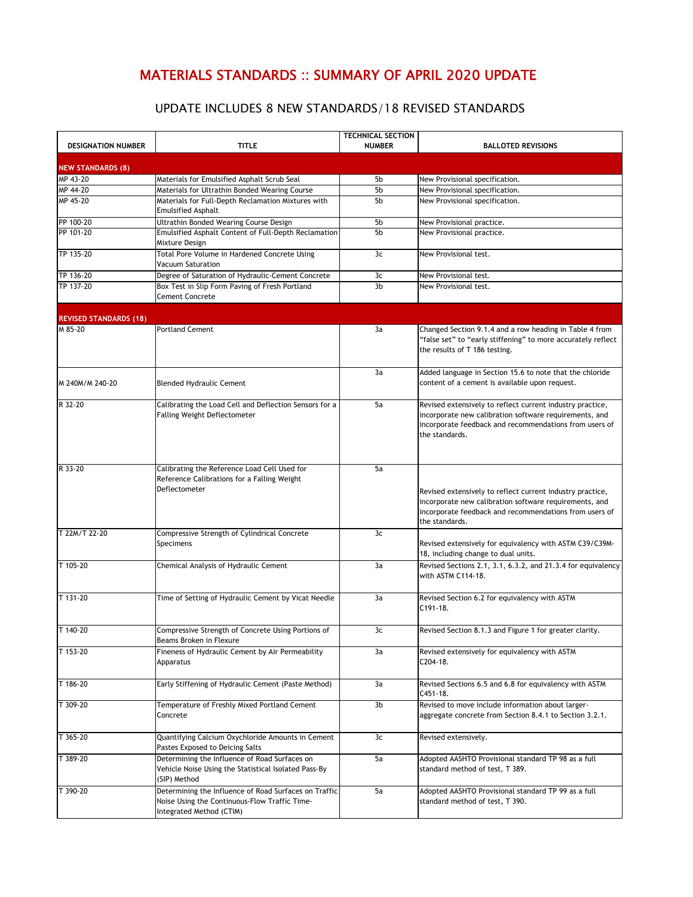# MATERIALS STANDARDS :: SUMMARY OF APRIL 2020 UPDATE

## UPDATE INCLUDES 8 NEW STANDARDS/18 REVISED STANDARDS

| DESIGNATION NUMBER | TITLE | TECHNICAL SECTION NUMBER | BALLOTED REVISIONS |
|---|---|---|---|
| **NEW STANDARDS (8)** | | | |
| MP 43-20 | Materials for Emulsified Asphalt Scrub Seal | 5b | New Provisional specification. |
| MP 44-20 | Materials for Ultrathin Bonded Wearing Course | 5b | New Provisional specification. |
| MP 45-20 | Materials for Full-Depth Reclamation Mixtures with Emulsified Asphalt | 5b | New Provisional specification. |
| PP 100-20 | Ultrathin Bonded Wearing Course Design | 5b | New Provisional practice. |
| PP 101-20 | Emulsified Asphalt Content of Full-Depth Reclamation Mixture Design | 5b | New Provisional practice. |
| TP 135-20 | Total Pore Volume in Hardened Concrete Using Vacuum Saturation | 3c | New Provisional test. |
| TP 136-20 | Degree of Saturation of Hydraulic-Cement Concrete | 3c | New Provisional test. |
| TP 137-20 | Box Test in Slip Form Paving of Fresh Portland Cement Concrete | 3b | New Provisional test. |
| **REVISED STANDARDS (18)** | | | |
| M 85-20 | Portland Cement | 3a | Changed Section 9.1.4 and a row heading in Table 4 from "false set" to "early stiffening" to more accurately reflect the results of T 186 testing. |
| M 240M/M 240-20 | Blended Hydraulic Cement | 3a | Added language in Section 15.6 to note that the chloride content of a cement is available upon request. |
| R 32-20 | Calibrating the Load Cell and Deflection Sensors for a Falling Weight Deflectometer | 5a | Revised extensively to reflect current industry practice, incorporate new calibration software requirements, and incorporate feedback and recommendations from users of the standards. |
| R 33-20 | Calibrating the Reference Load Cell Used for Reference Calibrations for a Falling Weight Deflectometer | 5a | Revised extensively to reflect current industry practice, incorporate new calibration software requirements, and incorporate feedback and recommendations from users of the standards. |
| T 22M/T 22-20 | Compressive Strength of Cylindrical Concrete Specimens | 3c | Revised extensively for equivalency with ASTM C39/C39M-18, including change to dual units. |
| T 105-20 | Chemical Analysis of Hydraulic Cement | 3a | Revised Sections 2.1, 3.1, 6.3.2, and 21.3.4 for equivalency with ASTM C114-18. |
| T 131-20 | Time of Setting of Hydraulic Cement by Vicat Needle | 3a | Revised Section 6.2 for equivalency with ASTM C191-18. |
| T 140-20 | Compressive Strength of Concrete Using Portions of Beams Broken in Flexure | 3c | Revised Section 8.1.3 and Figure 1 for greater clarity. |
| T 153-20 | Fineness of Hydraulic Cement by Air Permeability Apparatus | 3a | Revised extensively for equivalency with ASTM C204-18. |
| T 186-20 | Early Stiffening of Hydraulic Cement (Paste Method) | 3a | Revised Sections 6.5 and 6.8 for equivalency with ASTM C451-18. |
| T 309-20 | Temperature of Freshly Mixed Portland Cement Concrete | 3b | Revised to move include information about larger-aggregate concrete from Section 8.4.1 to Section 3.2.1. |
| T 365-20 | Quantifying Calcium Oxychloride Amounts in Cement Pastes Exposed to Deicing Salts | 3c | Revised extensively. |
| T 389-20 | Determining the Influence of Road Surfaces on Vehicle Noise Using the Statistical Isolated Pass-By (SIP) Method | 5a | Adopted AASHTO Provisional standard TP 98 as a full standard method of test, T 389. |
| T 390-20 | Determining the Influence of Road Surfaces on Traffic Noise Using the Continuous-Flow Traffic Time-Integrated Method (CTIM) | 5a | Adopted AASHTO Provisional standard TP 99 as a full standard method of test, T 390. |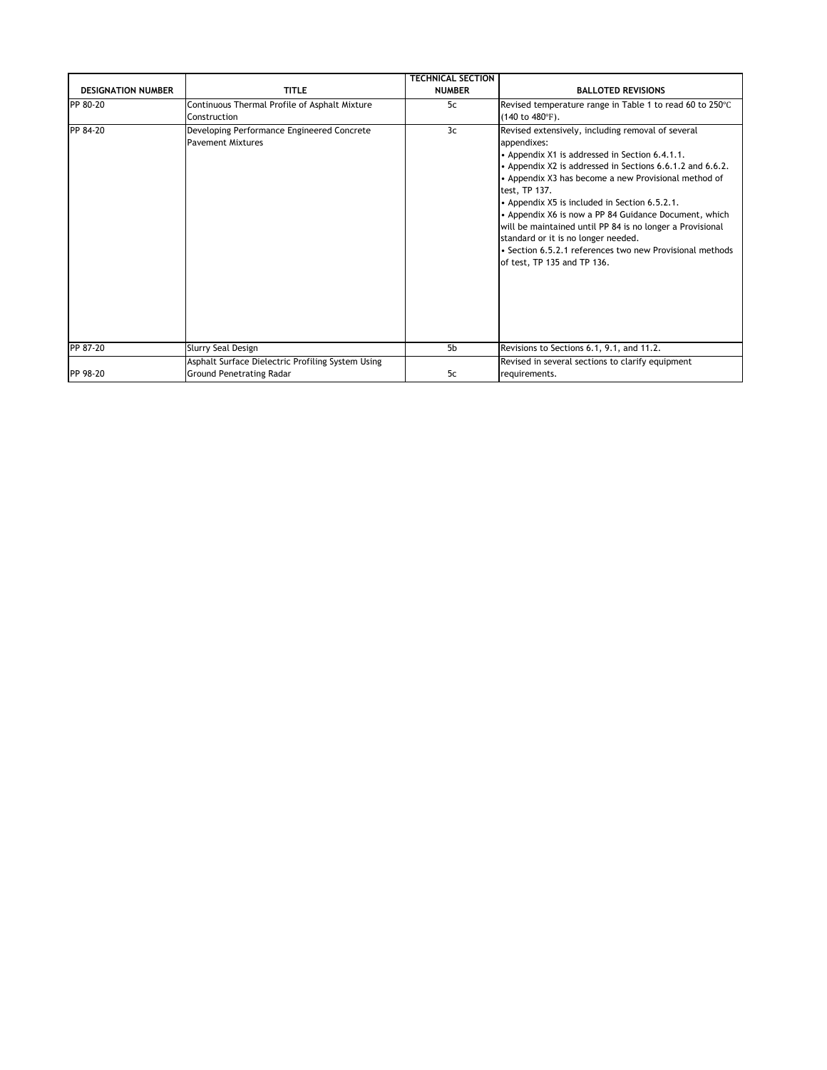| DESIGNATION NUMBER | TITLE | TECHNICAL SECTION NUMBER | BALLOTED REVISIONS |
|---|---|---|---|
| PP 80-20 | Continuous Thermal Profile of Asphalt Mixture Construction | 5c | Revised temperature range in Table 1 to read 60 to 250°C (140 to 480°F). |
| PP 84-20 | Developing Performance Engineered Concrete Pavement Mixtures | 3c | Revised extensively, including removal of several appendixes:<br>• Appendix X1 is addressed in Section 6.4.1.1.<br>• Appendix X2 is addressed in Sections 6.6.1.2 and 6.6.2.<br>• Appendix X3 has become a new Provisional method of test, TP 137.<br>• Appendix X5 is included in Section 6.5.2.1.<br>• Appendix X6 is now a PP 84 Guidance Document, which will be maintained until PP 84 is no longer a Provisional standard or it is no longer needed.<br>• Section 6.5.2.1 references two new Provisional methods of test, TP 135 and TP 136. |
| PP 87-20 | Slurry Seal Design | 5b | Revisions to Sections 6.1, 9.1, and 11.2. |
| PP 98-20 | Asphalt Surface Dielectric Profiling System Using Ground Penetrating Radar | 5c | Revised in several sections to clarify equipment requirements. |